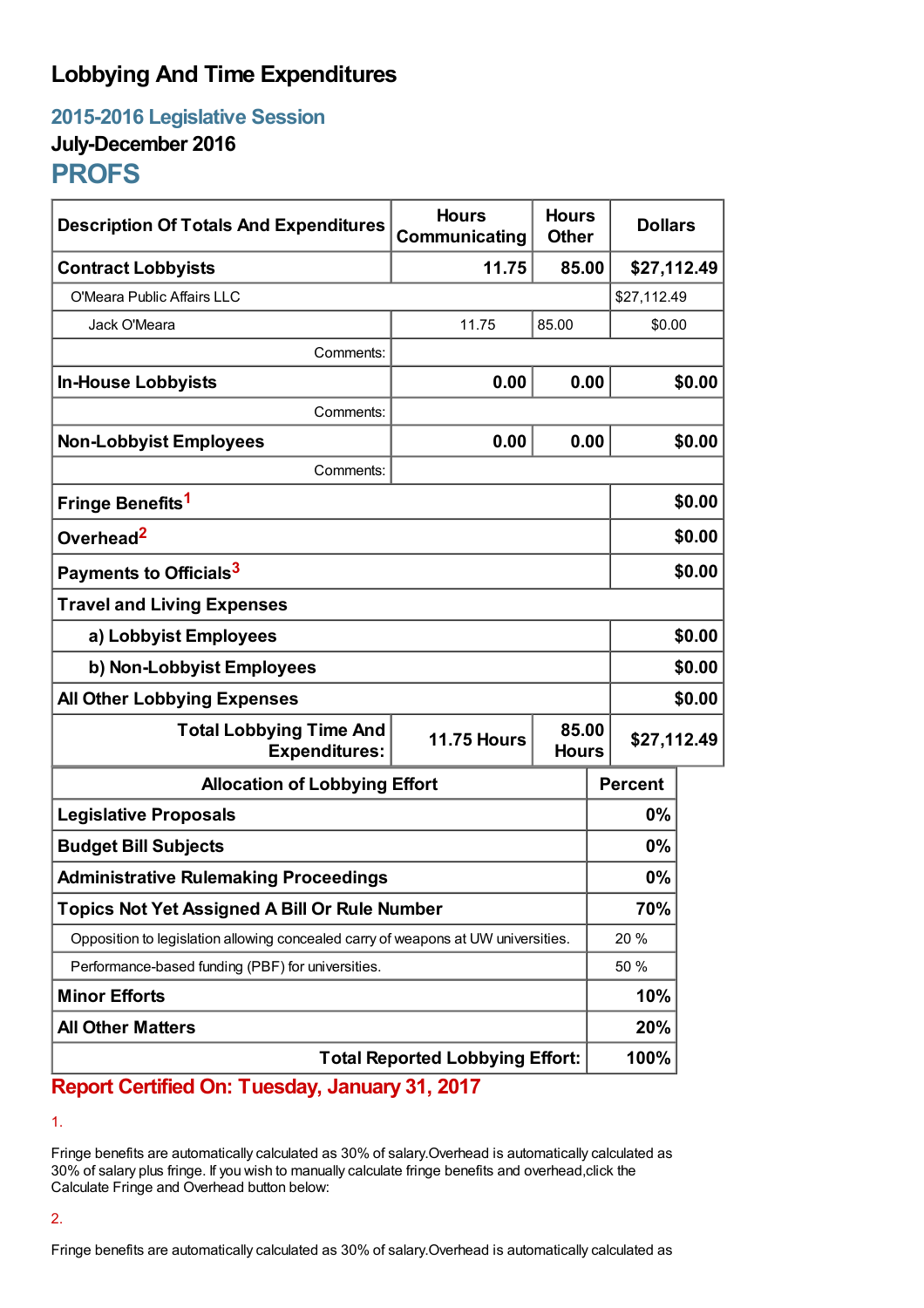# Lobbying And Time Expenditures

## 2015-2016 Legislative Session

### July-December 2016

## PROFS

| Description Of Totals And Expenditures | Hours Communicating | Hours Other | Dollars |
|---|---|---|---|
| **Contract Lobbyists** | **11.75** | **85.00** | **$27,112.49** |
| O'Meara Public Affairs LLC | | | $27,112.49 |
| Jack O'Meara | 11.75 | 85.00 | $0.00 |
| Comments: | | | |
| **In-House Lobbyists** | **0.00** | **0.00** | **$0.00** |
| Comments: | | | |
| **Non-Lobbyist Employees** | **0.00** | **0.00** | **$0.00** |
| Comments: | | | |
| **Fringe Benefits**[1] | | | **$0.00** |
| **Overhead**[2] | | | **$0.00** |
| **Payments to Officials**[3] | | | **$0.00** |
| **Travel and Living Expenses** | | | |
| **a) Lobbyist Employees** | | | **$0.00** |
| **b) Non-Lobbyist Employees** | | | **$0.00** |
| **All Other Lobbying Expenses** | | | **$0.00** |
| **Total Lobbying Time And Expenditures:** | **11.75 Hours** | **85.00 Hours** | **$27,112.49** |

| Allocation of Lobbying Effort | Percent |
|---|---|
| **Legislative Proposals** | **0%** |
| **Budget Bill Subjects** | **0%** |
| **Administrative Rulemaking Proceedings** | **0%** |
| **Topics Not Yet Assigned A Bill Or Rule Number** | **70%** |
| Opposition to legislation allowing concealed carry of weapons at UW universities. | 20 % |
| Performance-based funding (PBF) for universities. | 50 % |
| **Minor Efforts** | **10%** |
| **All Other Matters** | **20%** |
| **Total Reported Lobbying Effort:** | **100%** |

**Report Certified On: Tuesday, January 31, 2017**

1.

Fringe benefits are automatically calculated as 30% of salary.Overhead is automatically calculated as 30% of salary plus fringe. If you wish to manually calculate fringe benefits and overhead,click the Calculate Fringe and Overhead button below:

2.

Fringe benefits are automatically calculated as 30% of salary.Overhead is automatically calculated as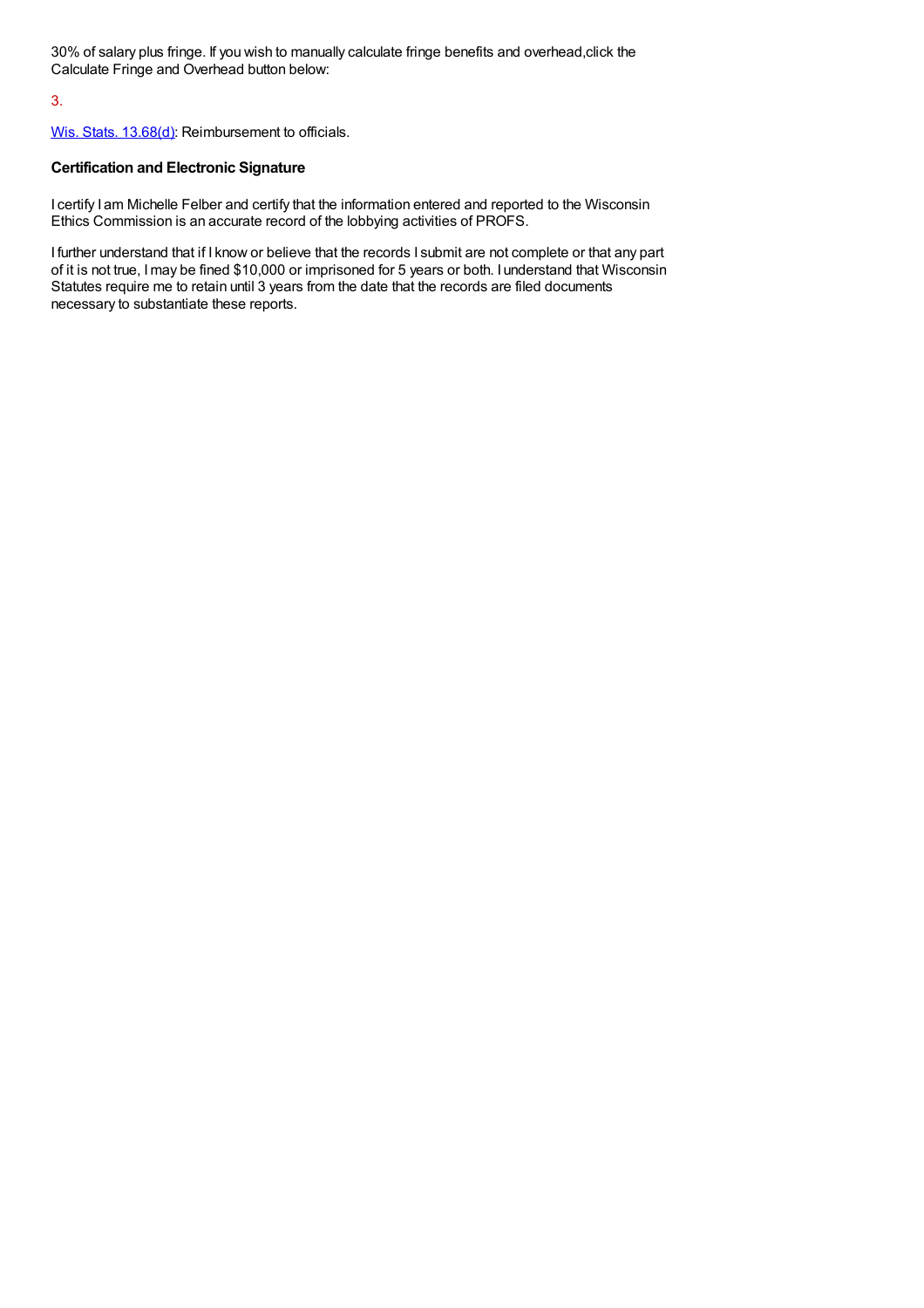30% of salary plus fringe. If you wish to manually calculate fringe benefits and overhead,click the Calculate Fringe and Overhead button below:

3.

Wis. Stats. 13.68(d): Reimbursement to officials.

**Certification and Electronic Signature**

I certify I am Michelle Felber and certify that the information entered and reported to the Wisconsin Ethics Commission is an accurate record of the lobbying activities of PROFS.

I further understand that if I know or believe that the records I submit are not complete or that any part of it is not true, I may be fined $10,000 or imprisoned for 5 years or both. I understand that Wisconsin Statutes require me to retain until 3 years from the date that the records are filed documents necessary to substantiate these reports.